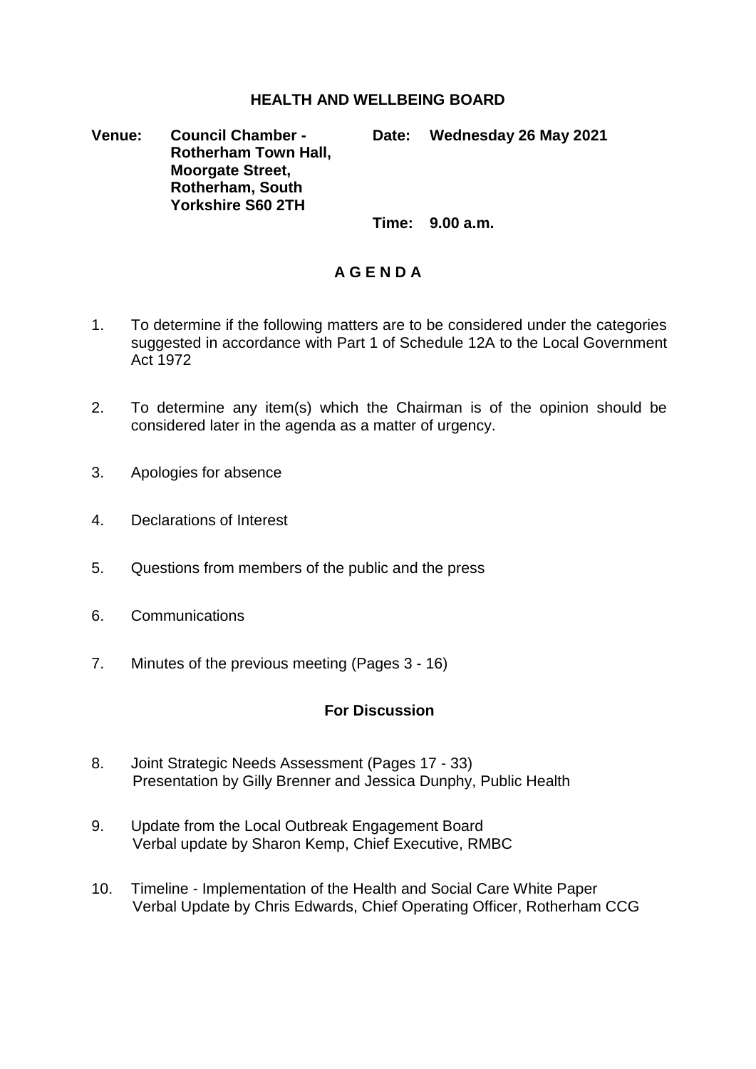# HEALTH AND WELLBEING BOARD

**Venue:** **Council Chamber - Rotherham Town Hall, Moorgate Street, Rotherham, South Yorkshire S60 2TH**

**Date:** **Wednesday 26 May 2021**

**Time:** **9.00 a.m.**

## A G E N D A

1. To determine if the following matters are to be considered under the categories suggested in accordance with Part 1 of Schedule 12A to the Local Government Act 1972

2. To determine any item(s) which the Chairman is of the opinion should be considered later in the agenda as a matter of urgency.

3. Apologies for absence

4. Declarations of Interest

5. Questions from members of the public and the press

6. Communications

7. Minutes of the previous meeting (Pages 3 - 16)

### For Discussion

8. Joint Strategic Needs Assessment (Pages 17 - 33)
   Presentation by Gilly Brenner and Jessica Dunphy, Public Health

9. Update from the Local Outbreak Engagement Board
   Verbal update by Sharon Kemp, Chief Executive, RMBC

10. Timeline - Implementation of the Health and Social Care White Paper
    Verbal Update by Chris Edwards, Chief Operating Officer, Rotherham CCG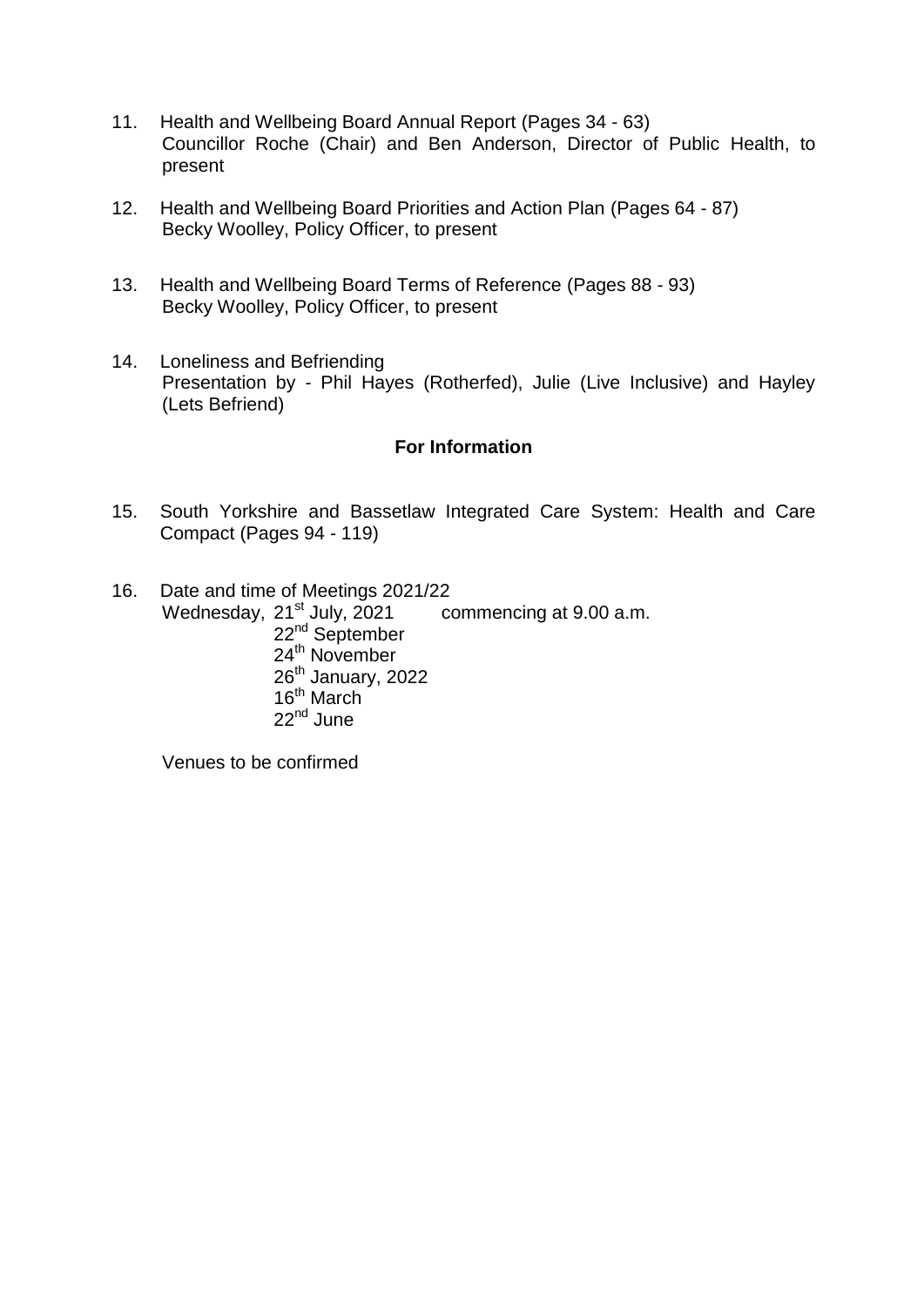11. Health and Wellbeing Board Annual Report (Pages 34 - 63)
    Councillor Roche (Chair) and Ben Anderson, Director of Public Health, to present

12. Health and Wellbeing Board Priorities and Action Plan (Pages 64 - 87)
    Becky Woolley, Policy Officer, to present

13. Health and Wellbeing Board Terms of Reference (Pages 88 - 93)
    Becky Woolley, Policy Officer, to present

14. Loneliness and Befriending
    Presentation by - Phil Hayes (Rotherfed), Julie (Live Inclusive) and Hayley (Lets Befriend)

**For Information**

15. South Yorkshire and Bassetlaw Integrated Care System: Health and Care Compact (Pages 94 - 119)

16. Date and time of Meetings 2021/22
    Wednesday, 21st July, 2021 commencing at 9.00 a.m.
    22nd September
    24th November
    26th January, 2022
    16th March
    22nd June

    Venues to be confirmed